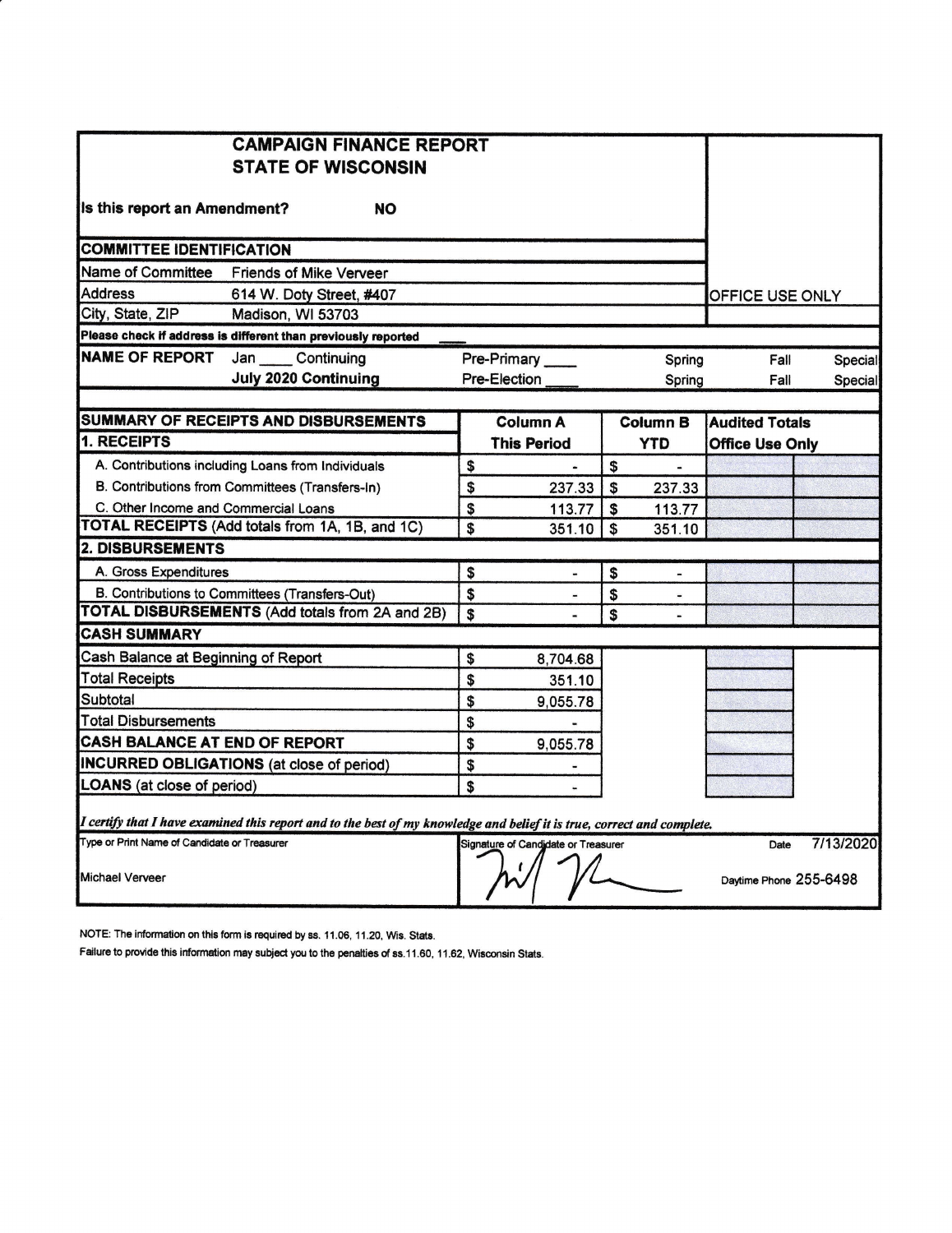# CAMPAIGN FINANCE REPORT
# STATE OF WISCONSIN

**Is this report an Amendment?** **NO**

OFFICE USE ONLY

## COMMITTEE IDENTIFICATION

| | |
|---|---|
| Name of Committee | Friends of Mike Verveer |
| Address | 614 W. Doty Street, #407 |
| City, State, ZIP | Madison, WI 53703 |

**Please check if address is different than previously reported** ____

| NAME OF REPORT | | | | |
|---|---|---|---|---|
| Jan ____ Continuing | Pre-Primary ____ | Spring | Fall | Special |
| **July 2020 Continuing** | Pre-Election ____ | Spring | Fall | Special |

| SUMMARY OF RECEIPTS AND DISBURSEMENTS | Column A This Period | Column B YTD | Audited Totals Office Use Only |
|---|---|---|---|
| **1. RECEIPTS** | | | |
| A. Contributions including Loans from Individuals | $ - | $ - | |
| B. Contributions from Committees (Transfers-In) | $ 237.33 | $ 237.33 | |
| C. Other Income and Commercial Loans | $ 113.77 | $ 113.77 | |
| **TOTAL RECEIPTS** (Add totals from 1A, 1B, and 1C) | $ 351.10 | $ 351.10 | |
| **2. DISBURSEMENTS** | | | |
| A. Gross Expenditures | $ - | $ - | |
| B. Contributions to Committees (Transfers-Out) | $ - | $ - | |
| **TOTAL DISBURSEMENTS** (Add totals from 2A and 2B) | $ - | $ - | |
| **CASH SUMMARY** | | | |
| Cash Balance at Beginning of Report | $ 8,704.68 | | |
| Total Receipts | $ 351.10 | | |
| Subtotal | $ 9,055.78 | | |
| Total Disbursements | $ - | | |
| **CASH BALANCE AT END OF REPORT** | $ 9,055.78 | | |
| **INCURRED OBLIGATIONS** (at close of period) | $ - | | |
| **LOANS** (at close of period) | $ - | | |

*I certify that I have examined this report and to the best of my knowledge and belief it is true, correct and complete.*

| Type or Print Name of Candidate or Treasurer | Signature of Candidate or Treasurer | Date 7/13/2020 |
|---|---|---|
| Michael Verveer | [signature] | Daytime Phone 255-6498 |

NOTE: The information on this form is required by ss. 11.06, 11.20, Wis. Stats.

Failure to provide this information may subject you to the penalties of ss.11.60, 11.62, Wisconsin Stats.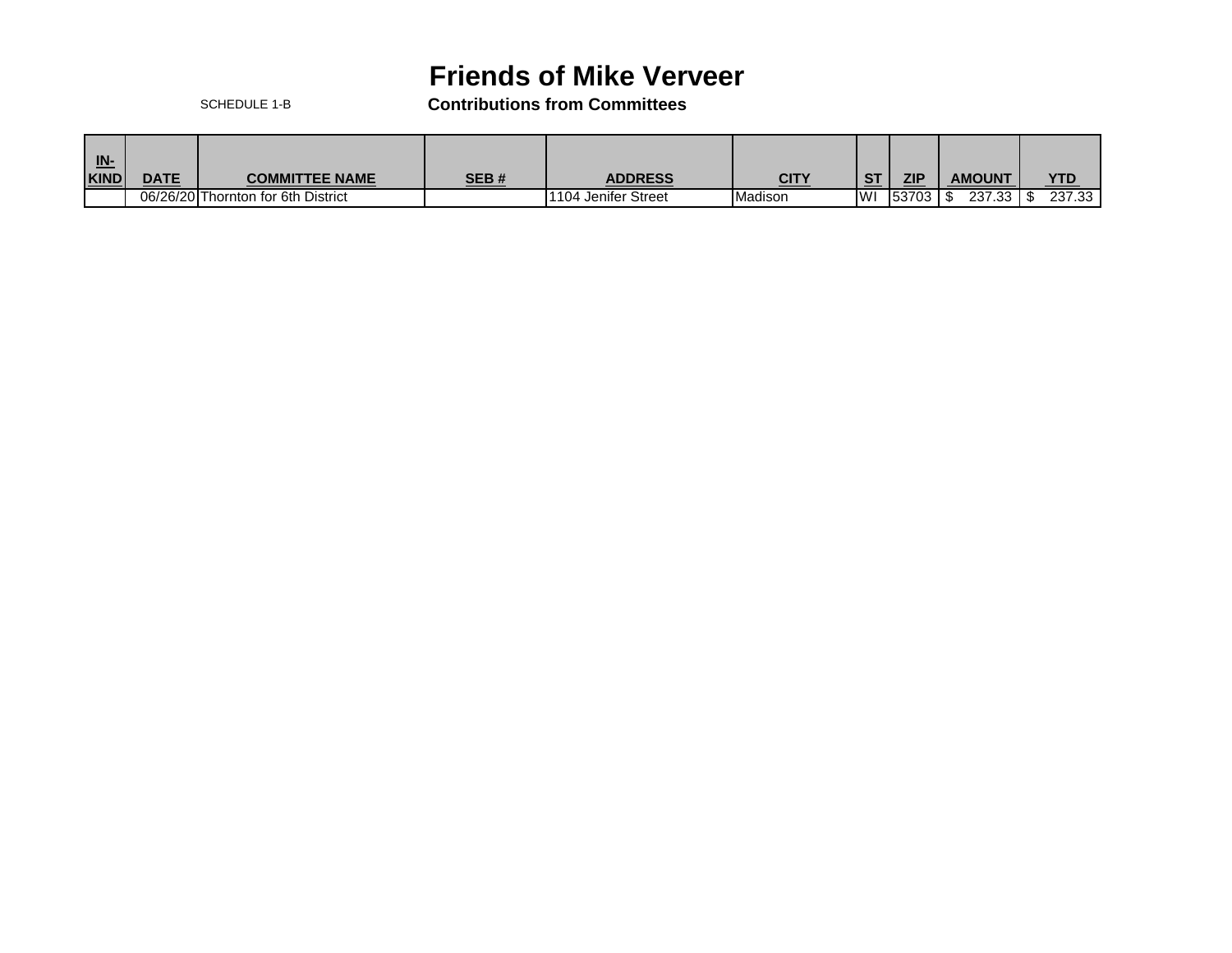# Friends of Mike Verveer

SCHEDULE 1-B

**Contributions from Committees**

| IN-KIND | DATE | COMMITTEE NAME | SEB # | ADDRESS | CITY | ST | ZIP | AMOUNT | YTD |
|---|---|---|---|---|---|---|---|---|---|
| | 06/26/20 | Thornton for 6th District | | 1104 Jenifer Street | Madison | WI | 53703 | $ 237.33 | $ 237.33 |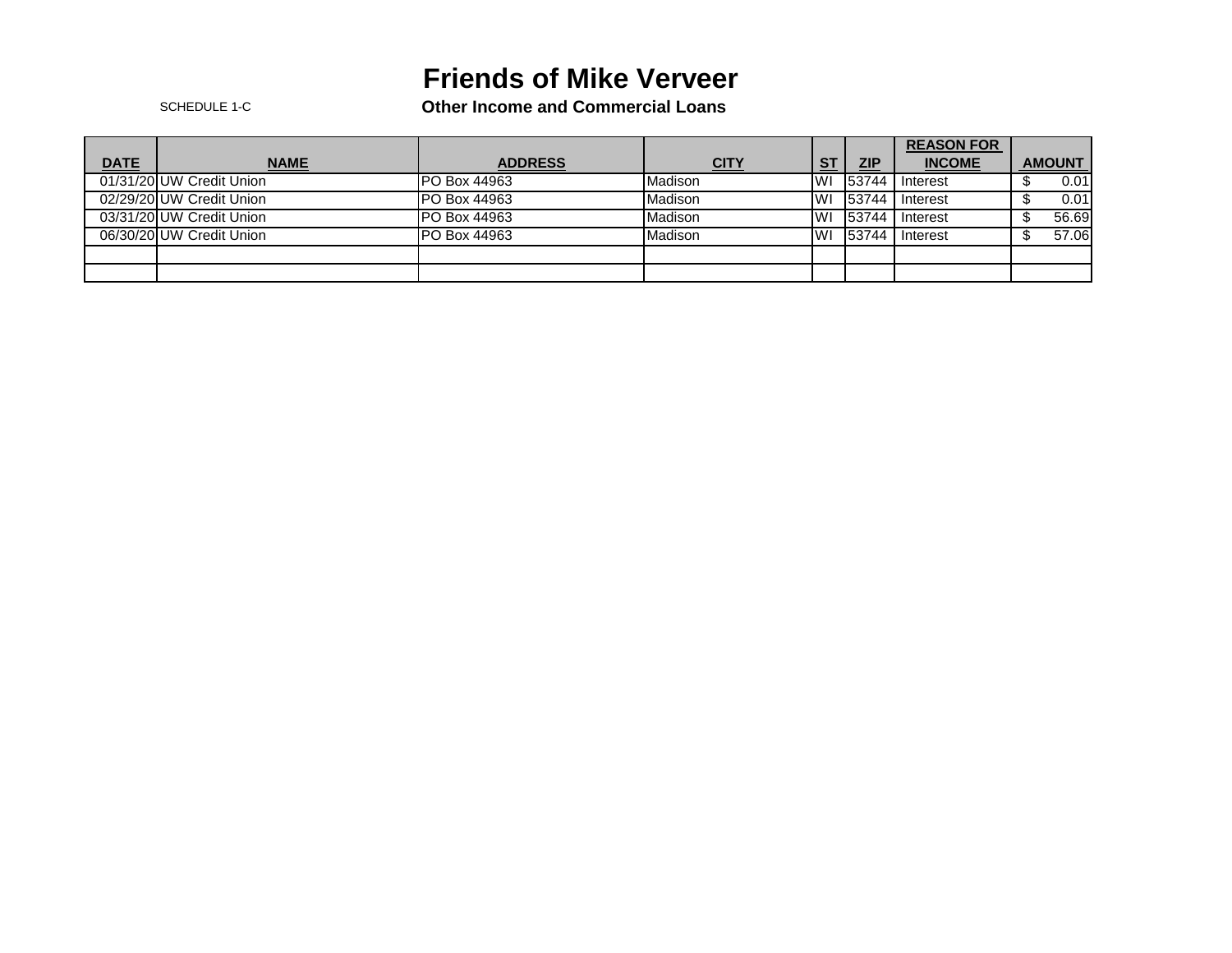# Friends of Mike Verveer

SCHEDULE 1-C

**Other Income and Commercial Loans**

| DATE | NAME | ADDRESS | CITY | ST | ZIP | REASON FOR INCOME | AMOUNT |
|---|---|---|---|---|---|---|---|
| 01/31/20 | UW Credit Union | PO Box 44963 | Madison | WI | 53744 | Interest | $ 0.01 |
| 02/29/20 | UW Credit Union | PO Box 44963 | Madison | WI | 53744 | Interest | $ 0.01 |
| 03/31/20 | UW Credit Union | PO Box 44963 | Madison | WI | 53744 | Interest | $ 56.69 |
| 06/30/20 | UW Credit Union | PO Box 44963 | Madison | WI | 53744 | Interest | $ 57.06 |
| | | | | | | | |
| | | | | | | | |